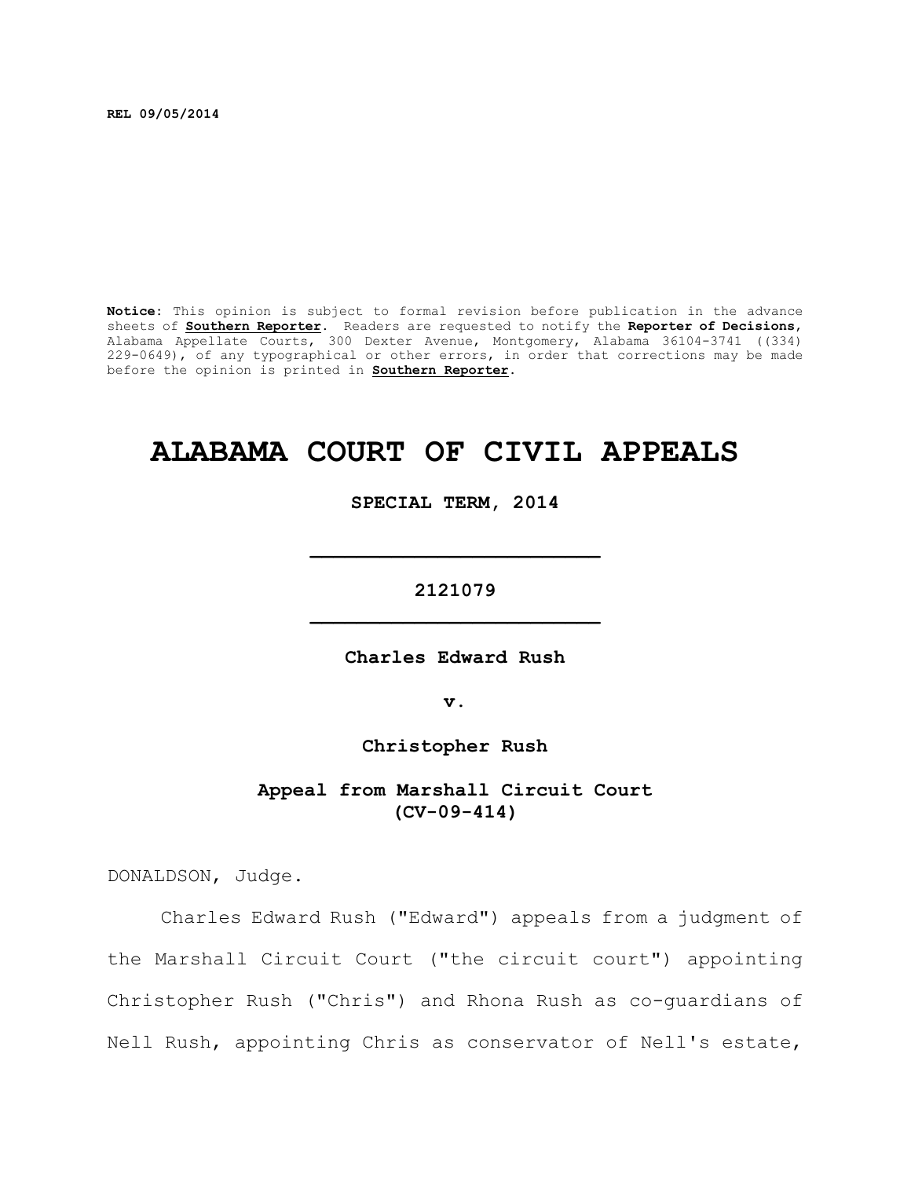**REL 09/05/2014**

**Notice**: This opinion is subject to formal revision before publication in the advance sheets of **Southern Reporter**. Readers are requested to notify the **Reporter of Decisions**, Alabama Appellate Courts, 300 Dexter Avenue, Montgomery, Alabama 36104-3741 ((334) 229-0649), of any typographical or other errors, in order that corrections may be made before the opinion is printed in **Southern Reporter**.

# ALABAMA COURT OF CIVIL APPEALS

**SPECIAL TERM, 2014**

---

**2121079**

---

**Charles Edward Rush**

**v.**

**Christopher Rush**

**Appeal from Marshall Circuit Court**
**(CV-09-414)**

DONALDSON, Judge.

Charles Edward Rush ("Edward") appeals from a judgment of the Marshall Circuit Court ("the circuit court") appointing Christopher Rush ("Chris") and Rhona Rush as co-guardians of Nell Rush, appointing Chris as conservator of Nell's estate,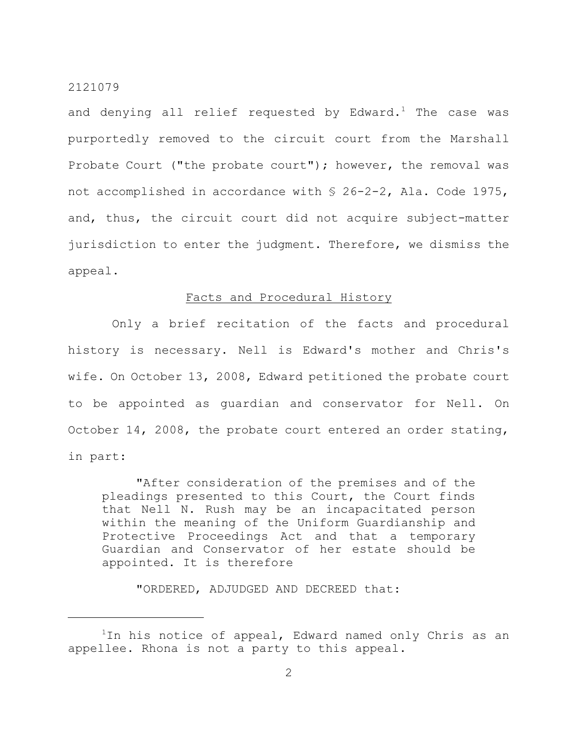and denying all relief requested by Edward.[1] The case was purportedly removed to the circuit court from the Marshall Probate Court ("the probate court"); however, the removal was not accomplished in accordance with § 26-2-2, Ala. Code 1975, and, thus, the circuit court did not acquire subject-matter jurisdiction to enter the judgment. Therefore, we dismiss the appeal.

## Facts and Procedural History

Only a brief recitation of the facts and procedural history is necessary. Nell is Edward's mother and Chris's wife. On October 13, 2008, Edward petitioned the probate court to be appointed as guardian and conservator for Nell. On October 14, 2008, the probate court entered an order stating, in part:

> "After consideration of the premises and of the pleadings presented to this Court, the Court finds that Nell N. Rush may be an incapacitated person within the meaning of the Uniform Guardianship and Protective Proceedings Act and that a temporary Guardian and Conservator of her estate should be appointed. It is therefore
>
> "ORDERED, ADJUDGED AND DECREED that:

---

[1] In his notice of appeal, Edward named only Chris as an appellee. Rhona is not a party to this appeal.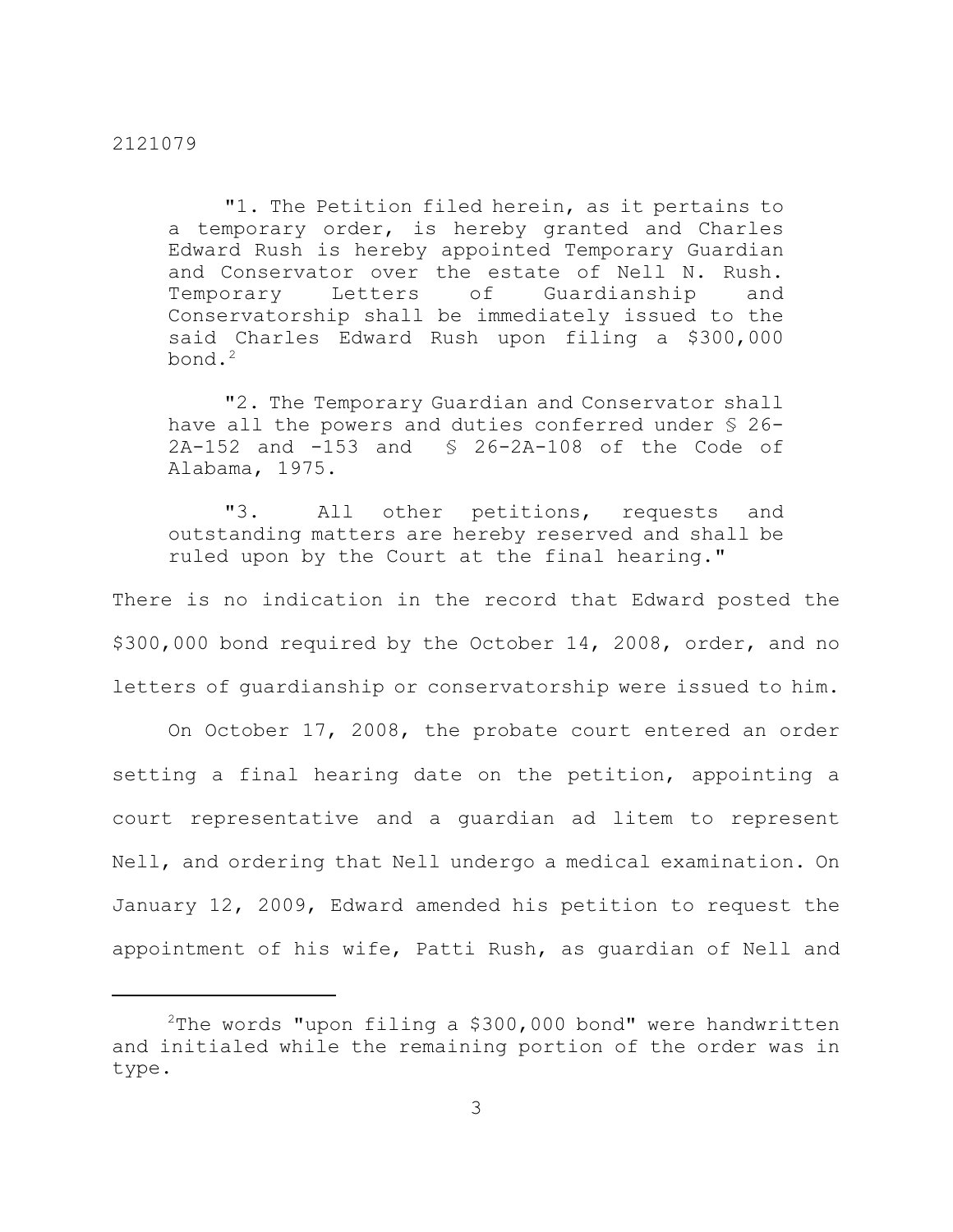> "1. The Petition filed herein, as it pertains to a temporary order, is hereby granted and Charles Edward Rush is hereby appointed Temporary Guardian and Conservator over the estate of Nell N. Rush. Temporary Letters of Guardianship and Conservatorship shall be immediately issued to the said Charles Edward Rush upon filing a $300,000 bond.[2]
>
> "2. The Temporary Guardian and Conservator shall have all the powers and duties conferred under § 26-2A-152 and -153 and § 26-2A-108 of the Code of Alabama, 1975.
>
> "3. All other petitions, requests and outstanding matters are hereby reserved and shall be ruled upon by the Court at the final hearing."

There is no indication in the record that Edward posted the $300,000 bond required by the October 14, 2008, order, and no letters of guardianship or conservatorship were issued to him.

On October 17, 2008, the probate court entered an order setting a final hearing date on the petition, appointing a court representative and a guardian ad litem to represent Nell, and ordering that Nell undergo a medical examination. On January 12, 2009, Edward amended his petition to request the appointment of his wife, Patti Rush, as guardian of Nell and

---

[2]The words "upon filing a $300,000 bond" were handwritten and initialed while the remaining portion of the order was in type.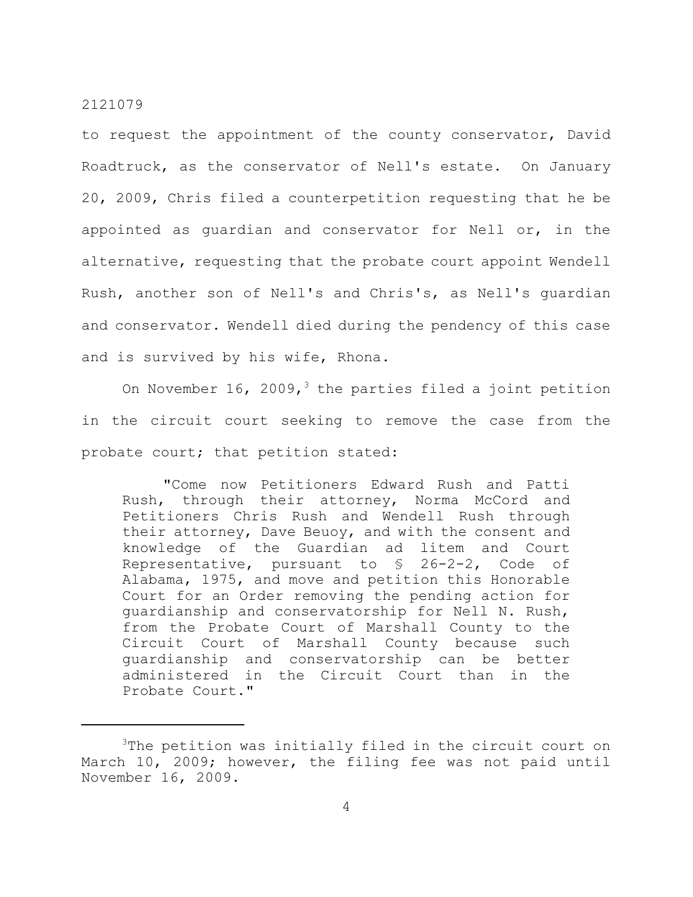to request the appointment of the county conservator, David Roadtruck, as the conservator of Nell's estate. On January 20, 2009, Chris filed a counterpetition requesting that he be appointed as guardian and conservator for Nell or, in the alternative, requesting that the probate court appoint Wendell Rush, another son of Nell's and Chris's, as Nell's guardian and conservator. Wendell died during the pendency of this case and is survived by his wife, Rhona.

On November 16, 2009,[3] the parties filed a joint petition in the circuit court seeking to remove the case from the probate court; that petition stated:

> "Come now Petitioners Edward Rush and Patti Rush, through their attorney, Norma McCord and Petitioners Chris Rush and Wendell Rush through their attorney, Dave Beuoy, and with the consent and knowledge of the Guardian ad litem and Court Representative, pursuant to § 26-2-2, Code of Alabama, 1975, and move and petition this Honorable Court for an Order removing the pending action for guardianship and conservatorship for Nell N. Rush, from the Probate Court of Marshall County to the Circuit Court of Marshall County because such guardianship and conservatorship can be better administered in the Circuit Court than in the Probate Court."

---

[3]The petition was initially filed in the circuit court on March 10, 2009; however, the filing fee was not paid until November 16, 2009.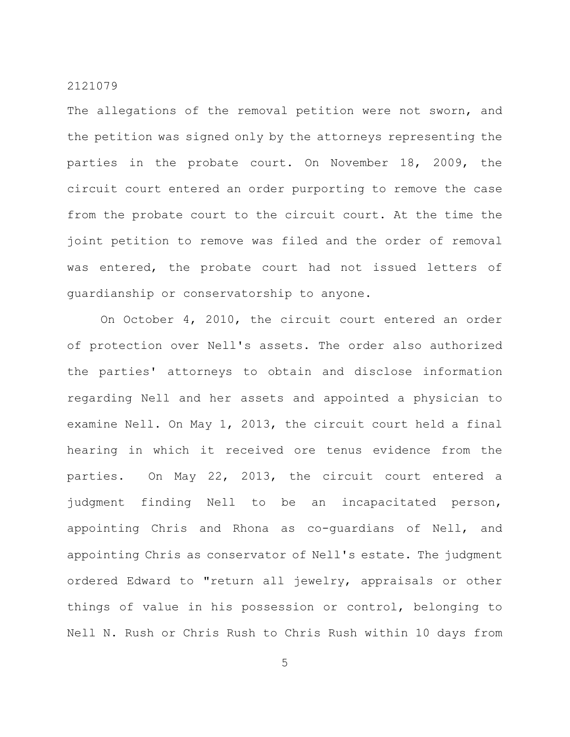The allegations of the removal petition were not sworn, and the petition was signed only by the attorneys representing the parties in the probate court. On November 18, 2009, the circuit court entered an order purporting to remove the case from the probate court to the circuit court. At the time the joint petition to remove was filed and the order of removal was entered, the probate court had not issued letters of guardianship or conservatorship to anyone.

On October 4, 2010, the circuit court entered an order of protection over Nell's assets. The order also authorized the parties' attorneys to obtain and disclose information regarding Nell and her assets and appointed a physician to examine Nell. On May 1, 2013, the circuit court held a final hearing in which it received ore tenus evidence from the parties. On May 22, 2013, the circuit court entered a judgment finding Nell to be an incapacitated person, appointing Chris and Rhona as co-guardians of Nell, and appointing Chris as conservator of Nell's estate. The judgment ordered Edward to "return all jewelry, appraisals or other things of value in his possession or control, belonging to Nell N. Rush or Chris Rush to Chris Rush within 10 days from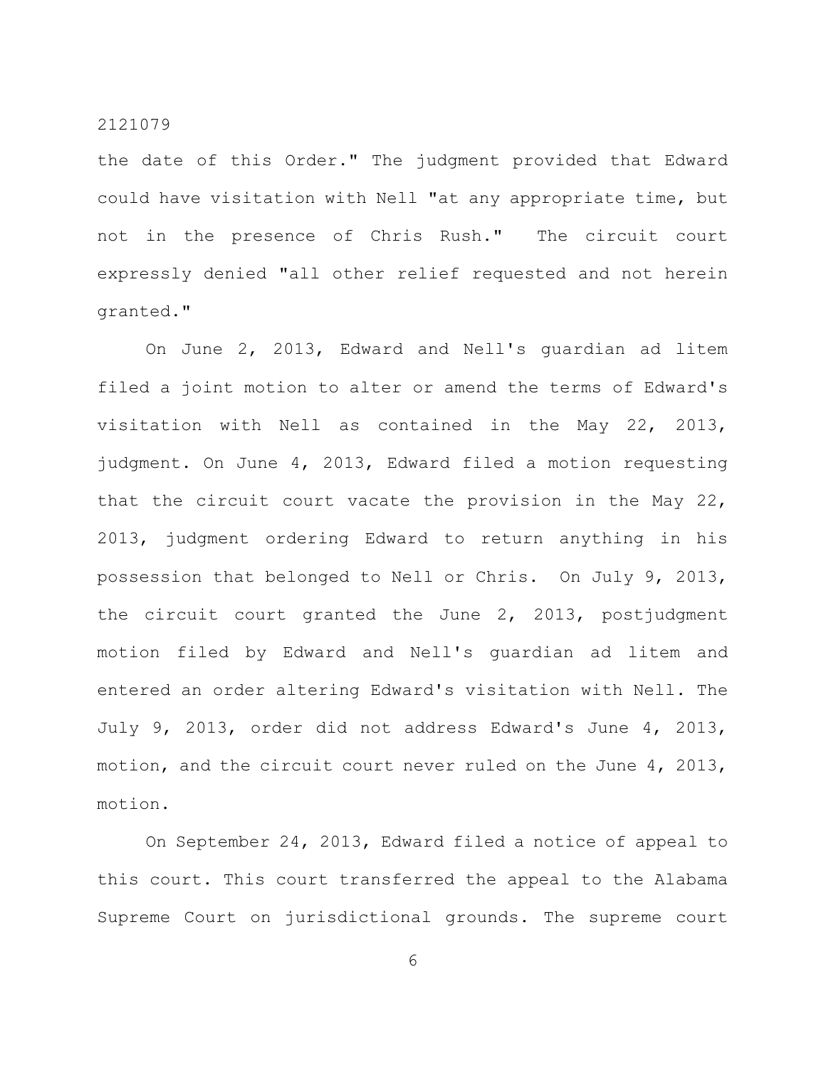the date of this Order." The judgment provided that Edward could have visitation with Nell "at any appropriate time, but not in the presence of Chris Rush." The circuit court expressly denied "all other relief requested and not herein granted."

On June 2, 2013, Edward and Nell's guardian ad litem filed a joint motion to alter or amend the terms of Edward's visitation with Nell as contained in the May 22, 2013, judgment. On June 4, 2013, Edward filed a motion requesting that the circuit court vacate the provision in the May 22, 2013, judgment ordering Edward to return anything in his possession that belonged to Nell or Chris. On July 9, 2013, the circuit court granted the June 2, 2013, postjudgment motion filed by Edward and Nell's guardian ad litem and entered an order altering Edward's visitation with Nell. The July 9, 2013, order did not address Edward's June 4, 2013, motion, and the circuit court never ruled on the June 4, 2013, motion.

On September 24, 2013, Edward filed a notice of appeal to this court. This court transferred the appeal to the Alabama Supreme Court on jurisdictional grounds. The supreme court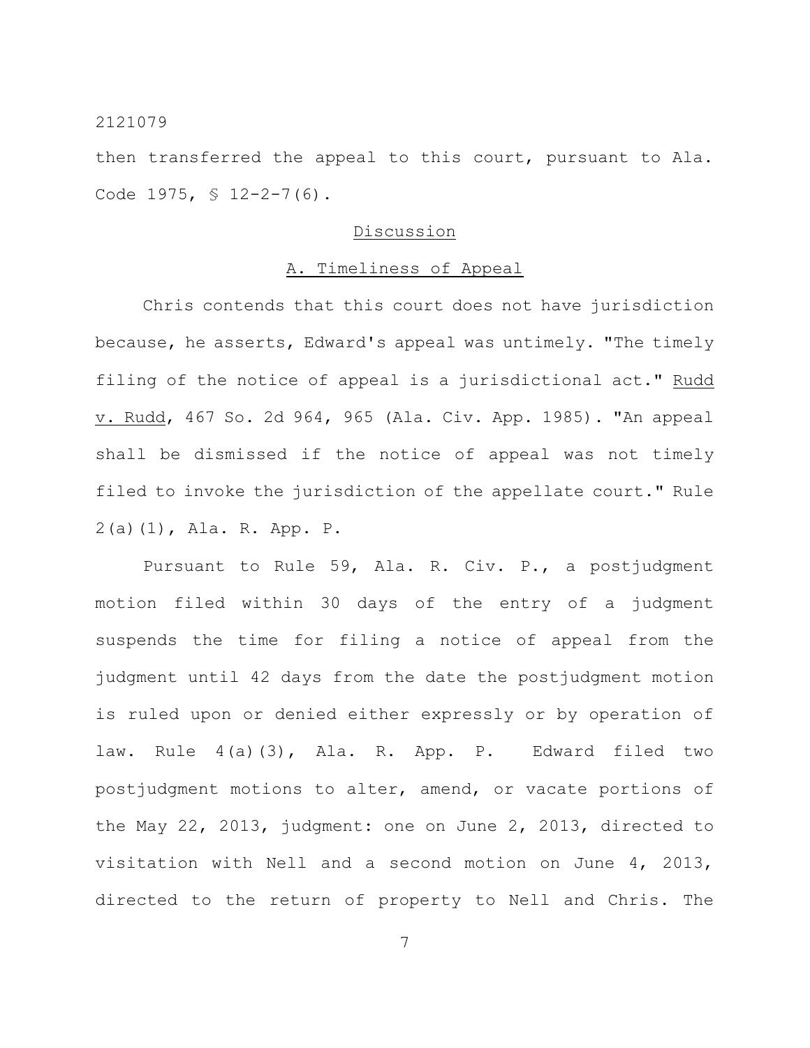then transferred the appeal to this court, pursuant to Ala. Code 1975, § 12-2-7(6).

## Discussion

### A. Timeliness of Appeal

Chris contends that this court does not have jurisdiction because, he asserts, Edward's appeal was untimely. "The timely filing of the notice of appeal is a jurisdictional act." Rudd v. Rudd, 467 So. 2d 964, 965 (Ala. Civ. App. 1985). "An appeal shall be dismissed if the notice of appeal was not timely filed to invoke the jurisdiction of the appellate court." Rule 2(a)(1), Ala. R. App. P.

Pursuant to Rule 59, Ala. R. Civ. P., a postjudgment motion filed within 30 days of the entry of a judgment suspends the time for filing a notice of appeal from the judgment until 42 days from the date the postjudgment motion is ruled upon or denied either expressly or by operation of law. Rule 4(a)(3), Ala. R. App. P. Edward filed two postjudgment motions to alter, amend, or vacate portions of the May 22, 2013, judgment: one on June 2, 2013, directed to visitation with Nell and a second motion on June 4, 2013, directed to the return of property to Nell and Chris. The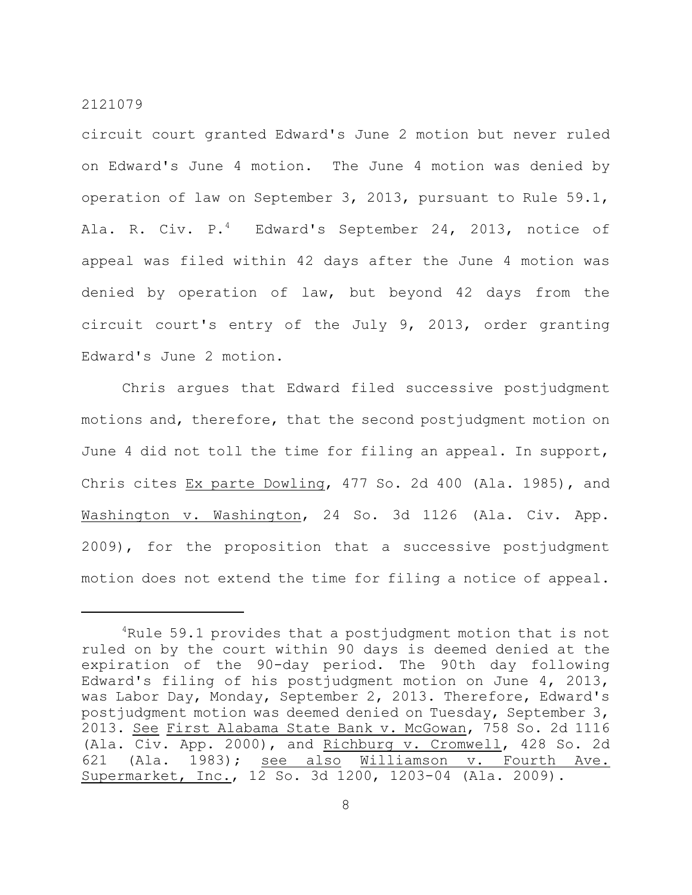circuit court granted Edward's June 2 motion but never ruled on Edward's June 4 motion. The June 4 motion was denied by operation of law on September 3, 2013, pursuant to Rule 59.1, Ala. R. Civ. P.[4] Edward's September 24, 2013, notice of appeal was filed within 42 days after the June 4 motion was denied by operation of law, but beyond 42 days from the circuit court's entry of the July 9, 2013, order granting Edward's June 2 motion.

Chris argues that Edward filed successive postjudgment motions and, therefore, that the second postjudgment motion on June 4 did not toll the time for filing an appeal. In support, Chris cites Ex parte Dowling, 477 So. 2d 400 (Ala. 1985), and Washington v. Washington, 24 So. 3d 1126 (Ala. Civ. App. 2009), for the proposition that a successive postjudgment motion does not extend the time for filing a notice of appeal.

---

[4]Rule 59.1 provides that a postjudgment motion that is not ruled on by the court within 90 days is deemed denied at the expiration of the 90-day period. The 90th day following Edward's filing of his postjudgment motion on June 4, 2013, was Labor Day, Monday, September 2, 2013. Therefore, Edward's postjudgment motion was deemed denied on Tuesday, September 3, 2013. See First Alabama State Bank v. McGowan, 758 So. 2d 1116 (Ala. Civ. App. 2000), and Richburg v. Cromwell, 428 So. 2d 621 (Ala. 1983); see also Williamson v. Fourth Ave. Supermarket, Inc., 12 So. 3d 1200, 1203-04 (Ala. 2009).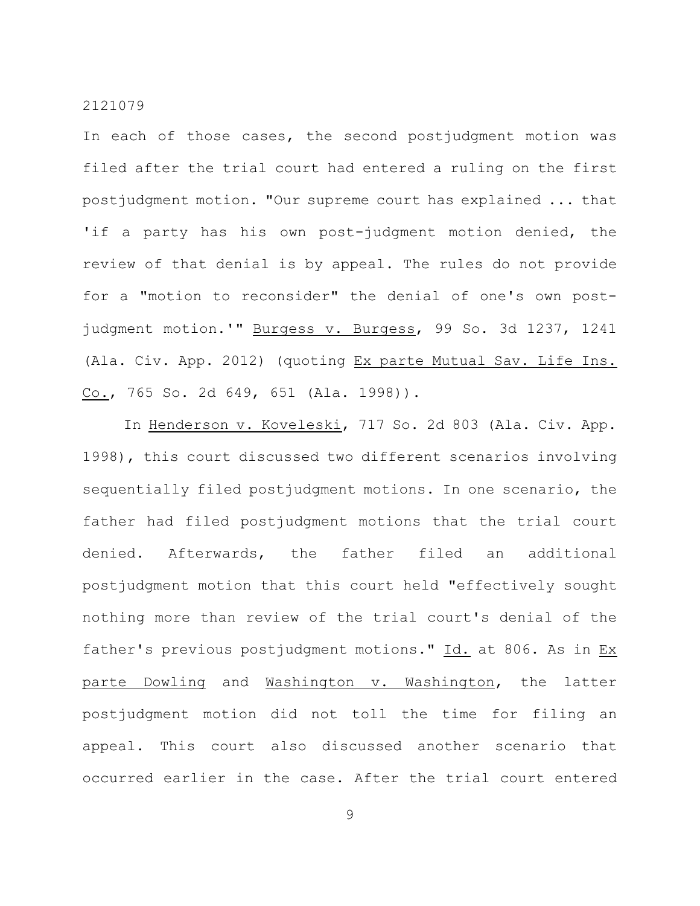In each of those cases, the second postjudgment motion was filed after the trial court had entered a ruling on the first postjudgment motion. "Our supreme court has explained ... that 'if a party has his own post-judgment motion denied, the review of that denial is by appeal. The rules do not provide for a "motion to reconsider" the denial of one's own post-judgment motion.'" Burgess v. Burgess, 99 So. 3d 1237, 1241 (Ala. Civ. App. 2012) (quoting Ex parte Mutual Sav. Life Ins. Co., 765 So. 2d 649, 651 (Ala. 1998)).

In Henderson v. Koveleski, 717 So. 2d 803 (Ala. Civ. App. 1998), this court discussed two different scenarios involving sequentially filed postjudgment motions. In one scenario, the father had filed postjudgment motions that the trial court denied. Afterwards, the father filed an additional postjudgment motion that this court held "effectively sought nothing more than review of the trial court's denial of the father's previous postjudgment motions." Id. at 806. As in Ex parte Dowling and Washington v. Washington, the latter postjudgment motion did not toll the time for filing an appeal. This court also discussed another scenario that occurred earlier in the case. After the trial court entered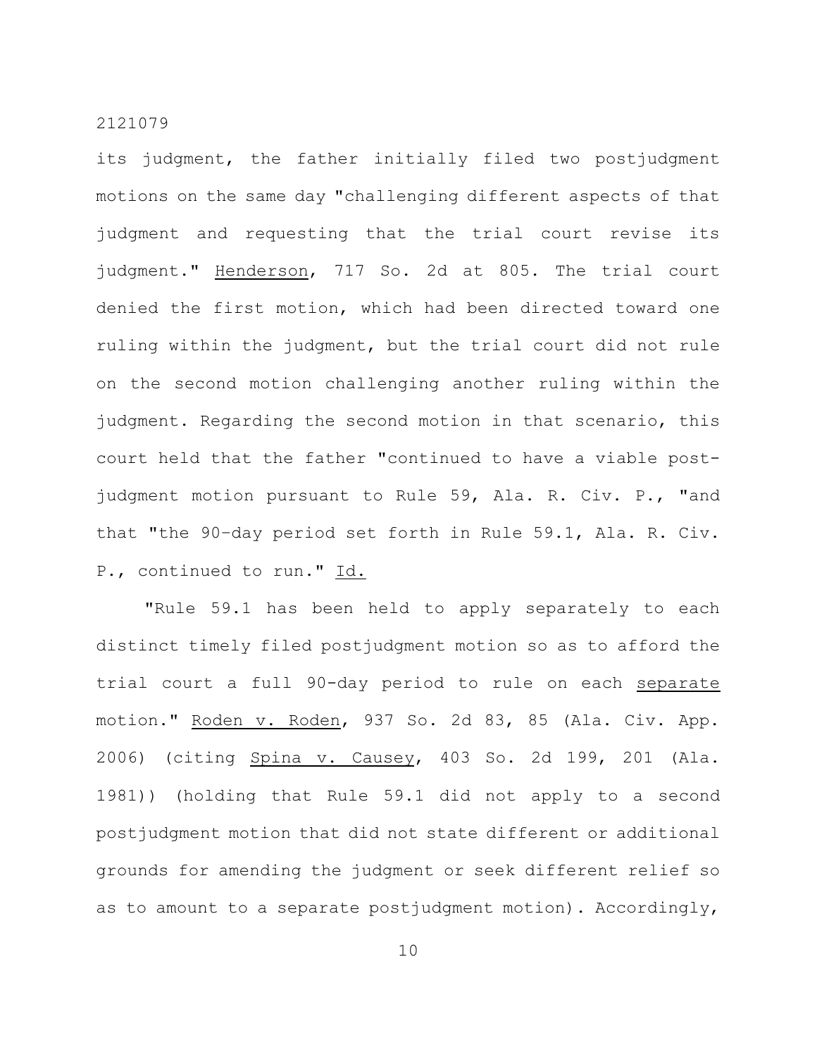its judgment, the father initially filed two postjudgment motions on the same day "challenging different aspects of that judgment and requesting that the trial court revise its judgment." Henderson, 717 So. 2d at 805. The trial court denied the first motion, which had been directed toward one ruling within the judgment, but the trial court did not rule on the second motion challenging another ruling within the judgment. Regarding the second motion in that scenario, this court held that the father "continued to have a viable post-judgment motion pursuant to Rule 59, Ala. R. Civ. P., "and that "the 90–day period set forth in Rule 59.1, Ala. R. Civ. P., continued to run." Id.

"Rule 59.1 has been held to apply separately to each distinct timely filed postjudgment motion so as to afford the trial court a full 90-day period to rule on each separate motion." Roden v. Roden, 937 So. 2d 83, 85 (Ala. Civ. App. 2006) (citing Spina v. Causey, 403 So. 2d 199, 201 (Ala. 1981)) (holding that Rule 59.1 did not apply to a second postjudgment motion that did not state different or additional grounds for amending the judgment or seek different relief so as to amount to a separate postjudgment motion). Accordingly,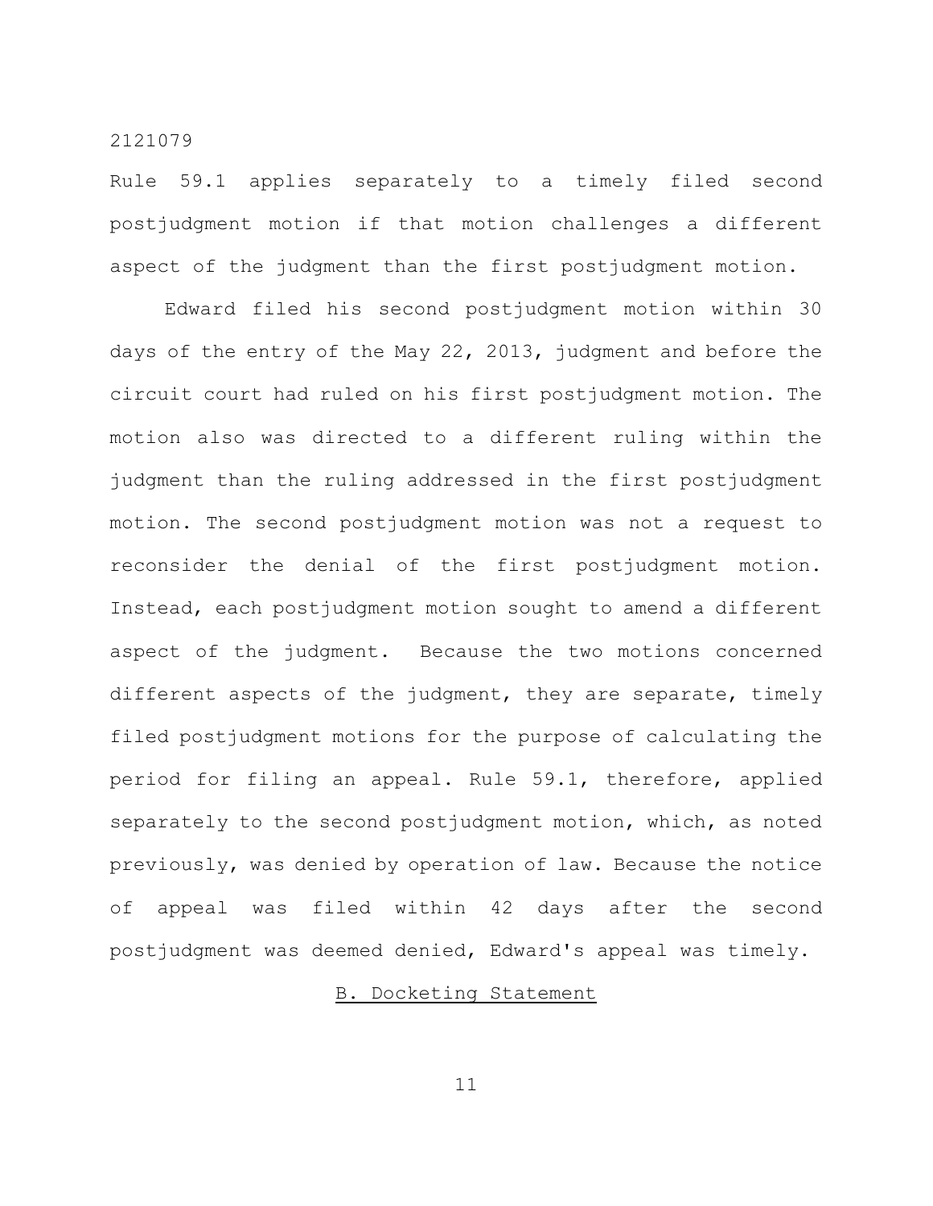Rule 59.1 applies separately to a timely filed second postjudgment motion if that motion challenges a different aspect of the judgment than the first postjudgment motion.

Edward filed his second postjudgment motion within 30 days of the entry of the May 22, 2013, judgment and before the circuit court had ruled on his first postjudgment motion. The motion also was directed to a different ruling within the judgment than the ruling addressed in the first postjudgment motion. The second postjudgment motion was not a request to reconsider the denial of the first postjudgment motion. Instead, each postjudgment motion sought to amend a different aspect of the judgment. Because the two motions concerned different aspects of the judgment, they are separate, timely filed postjudgment motions for the purpose of calculating the period for filing an appeal. Rule 59.1, therefore, applied separately to the second postjudgment motion, which, as noted previously, was denied by operation of law. Because the notice of appeal was filed within 42 days after the second postjudgment was deemed denied, Edward's appeal was timely.

<u>B. Docketing Statement</u>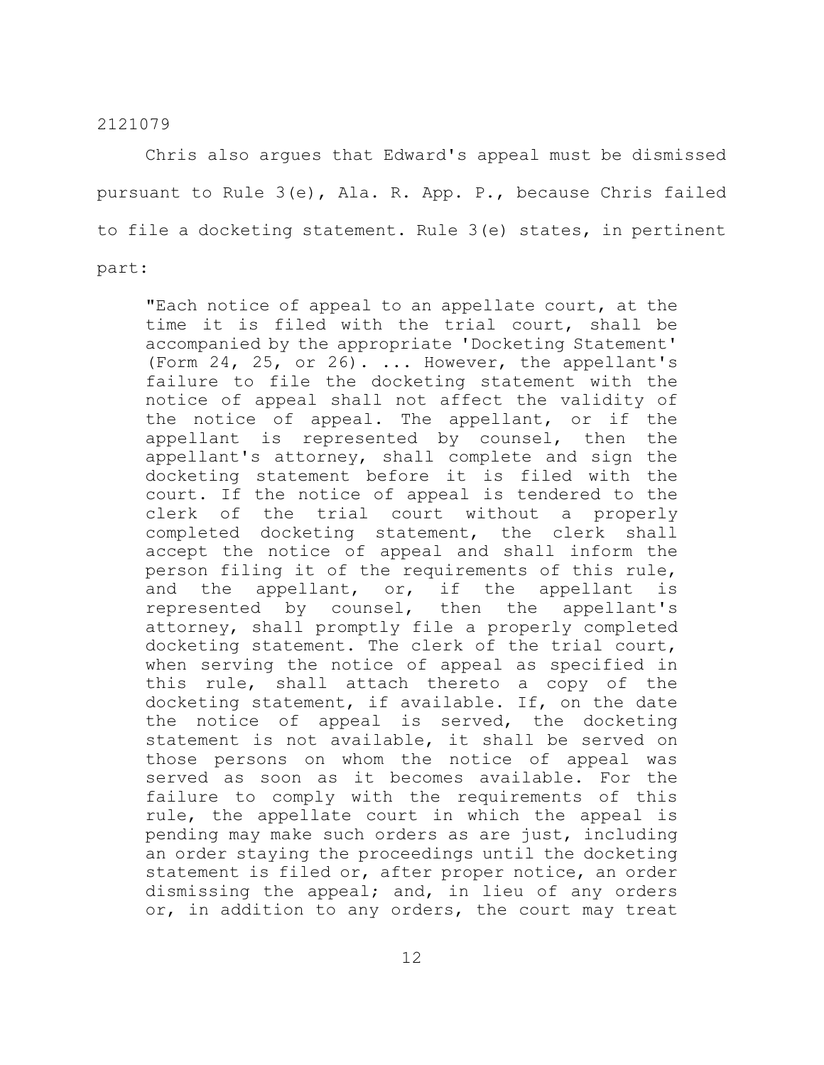Chris also argues that Edward's appeal must be dismissed pursuant to Rule 3(e), Ala. R. App. P., because Chris failed to file a docketing statement. Rule 3(e) states, in pertinent part:

> "Each notice of appeal to an appellate court, at the time it is filed with the trial court, shall be accompanied by the appropriate 'Docketing Statement' (Form 24, 25, or 26). ... However, the appellant's failure to file the docketing statement with the notice of appeal shall not affect the validity of the notice of appeal. The appellant, or if the appellant is represented by counsel, then the appellant's attorney, shall complete and sign the docketing statement before it is filed with the court. If the notice of appeal is tendered to the clerk of the trial court without a properly completed docketing statement, the clerk shall accept the notice of appeal and shall inform the person filing it of the requirements of this rule, and the appellant, or, if the appellant is represented by counsel, then the appellant's attorney, shall promptly file a properly completed docketing statement. The clerk of the trial court, when serving the notice of appeal as specified in this rule, shall attach thereto a copy of the docketing statement, if available. If, on the date the notice of appeal is served, the docketing statement is not available, it shall be served on those persons on whom the notice of appeal was served as soon as it becomes available. For the failure to comply with the requirements of this rule, the appellate court in which the appeal is pending may make such orders as are just, including an order staying the proceedings until the docketing statement is filed or, after proper notice, an order dismissing the appeal; and, in lieu of any orders or, in addition to any orders, the court may treat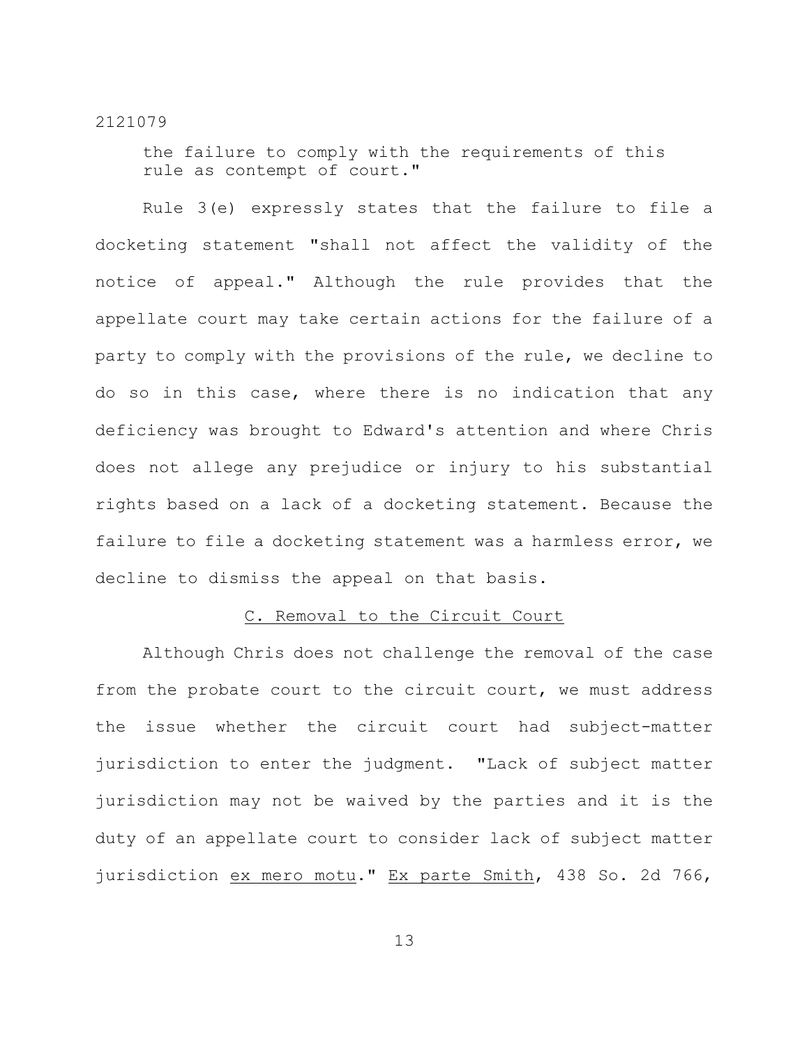the failure to comply with the requirements of this rule as contempt of court."

Rule 3(e) expressly states that the failure to file a docketing statement "shall not affect the validity of the notice of appeal." Although the rule provides that the appellate court may take certain actions for the failure of a party to comply with the provisions of the rule, we decline to do so in this case, where there is no indication that any deficiency was brought to Edward's attention and where Chris does not allege any prejudice or injury to his substantial rights based on a lack of a docketing statement. Because the failure to file a docketing statement was a harmless error, we decline to dismiss the appeal on that basis.

C. Removal to the Circuit Court

Although Chris does not challenge the removal of the case from the probate court to the circuit court, we must address the issue whether the circuit court had subject-matter jurisdiction to enter the judgment. "Lack of subject matter jurisdiction may not be waived by the parties and it is the duty of an appellate court to consider lack of subject matter jurisdiction *ex mero motu*." *Ex parte Smith*, 438 So. 2d 766,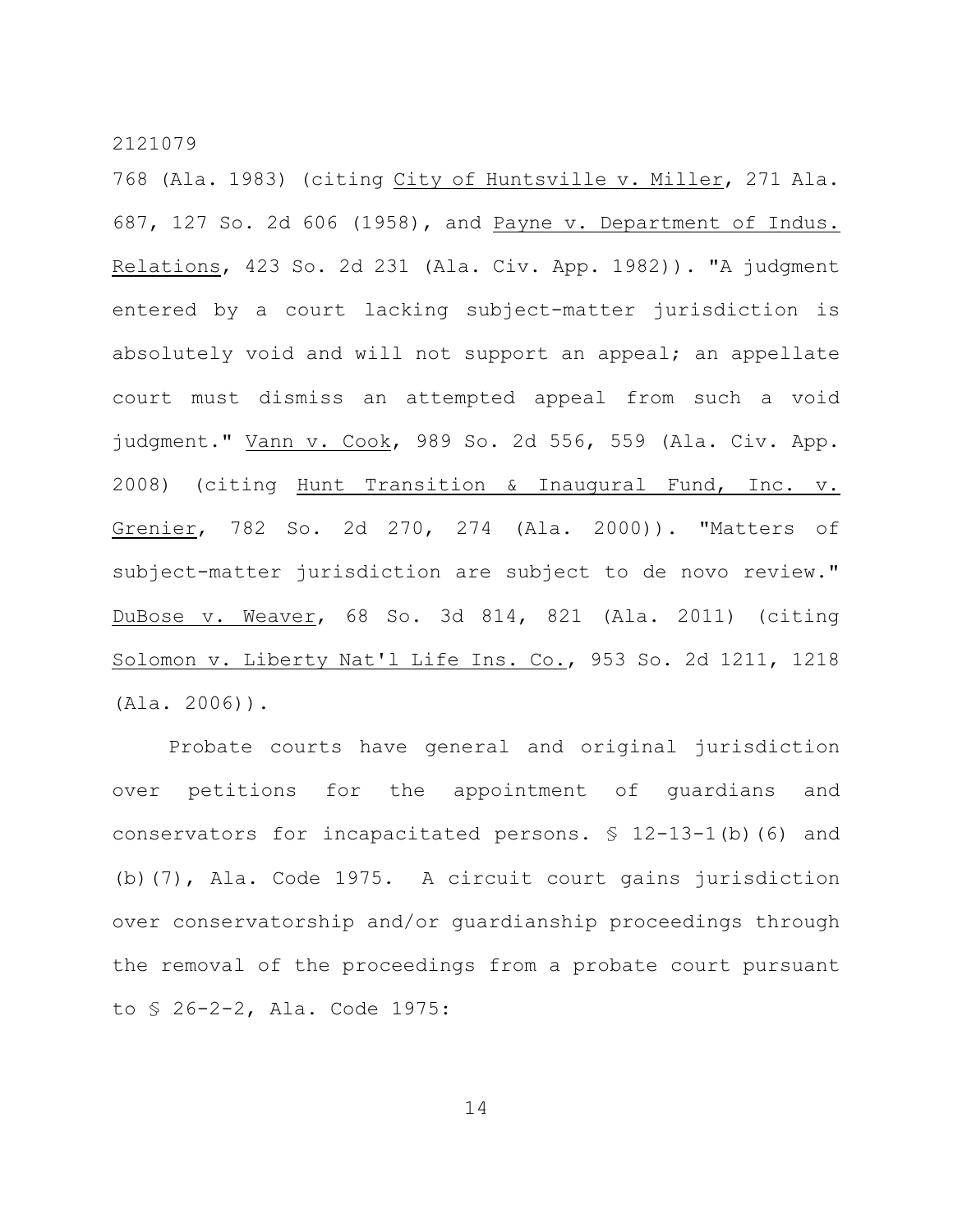768 (Ala. 1983) (citing City of Huntsville v. Miller, 271 Ala. 687, 127 So. 2d 606 (1958), and Payne v. Department of Indus. Relations, 423 So. 2d 231 (Ala. Civ. App. 1982)). "A judgment entered by a court lacking subject-matter jurisdiction is absolutely void and will not support an appeal; an appellate court must dismiss an attempted appeal from such a void judgment." Vann v. Cook, 989 So. 2d 556, 559 (Ala. Civ. App. 2008) (citing Hunt Transition & Inaugural Fund, Inc. v. Grenier, 782 So. 2d 270, 274 (Ala. 2000)). "Matters of subject-matter jurisdiction are subject to de novo review." DuBose v. Weaver, 68 So. 3d 814, 821 (Ala. 2011) (citing Solomon v. Liberty Nat'l Life Ins. Co., 953 So. 2d 1211, 1218 (Ala. 2006)).

Probate courts have general and original jurisdiction over petitions for the appointment of guardians and conservators for incapacitated persons. § 12-13-1(b)(6) and (b)(7), Ala. Code 1975. A circuit court gains jurisdiction over conservatorship and/or guardianship proceedings through the removal of the proceedings from a probate court pursuant to § 26-2-2, Ala. Code 1975: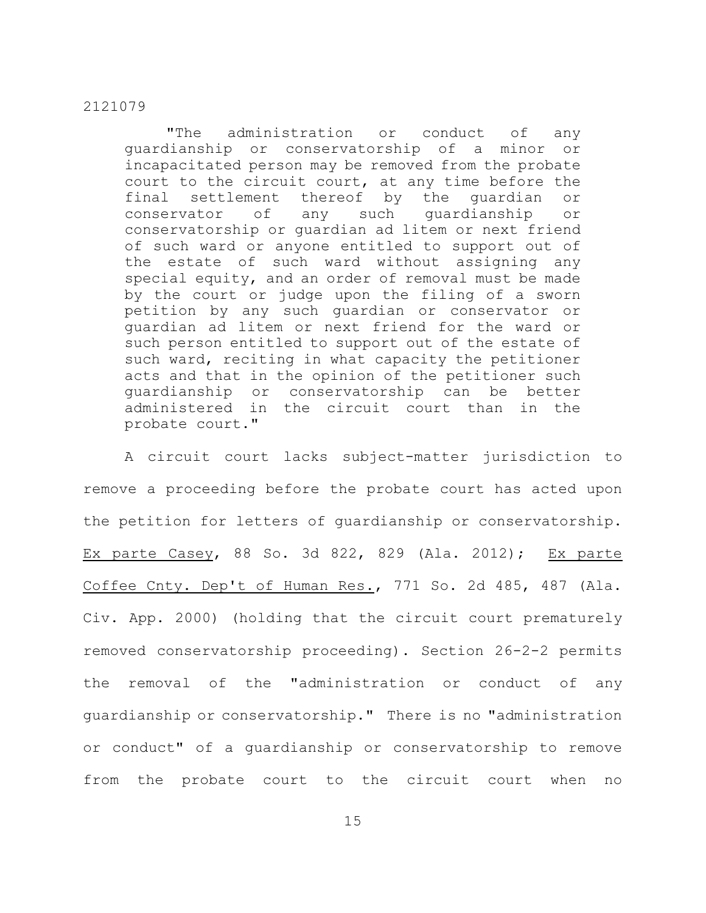> "The administration or conduct of any guardianship or conservatorship of a minor or incapacitated person may be removed from the probate court to the circuit court, at any time before the final settlement thereof by the guardian or conservator of any such guardianship or conservatorship or guardian ad litem or next friend of such ward or anyone entitled to support out of the estate of such ward without assigning any special equity, and an order of removal must be made by the court or judge upon the filing of a sworn petition by any such guardian or conservator or guardian ad litem or next friend for the ward or such person entitled to support out of the estate of such ward, reciting in what capacity the petitioner acts and that in the opinion of the petitioner such guardianship or conservatorship can be better administered in the circuit court than in the probate court."

A circuit court lacks subject-matter jurisdiction to remove a proceeding before the probate court has acted upon the petition for letters of guardianship or conservatorship. Ex parte Casey, 88 So. 3d 822, 829 (Ala. 2012); Ex parte Coffee Cnty. Dep't of Human Res., 771 So. 2d 485, 487 (Ala. Civ. App. 2000) (holding that the circuit court prematurely removed conservatorship proceeding). Section 26-2-2 permits the removal of the "administration or conduct of any guardianship or conservatorship." There is no "administration or conduct" of a guardianship or conservatorship to remove from the probate court to the circuit court when no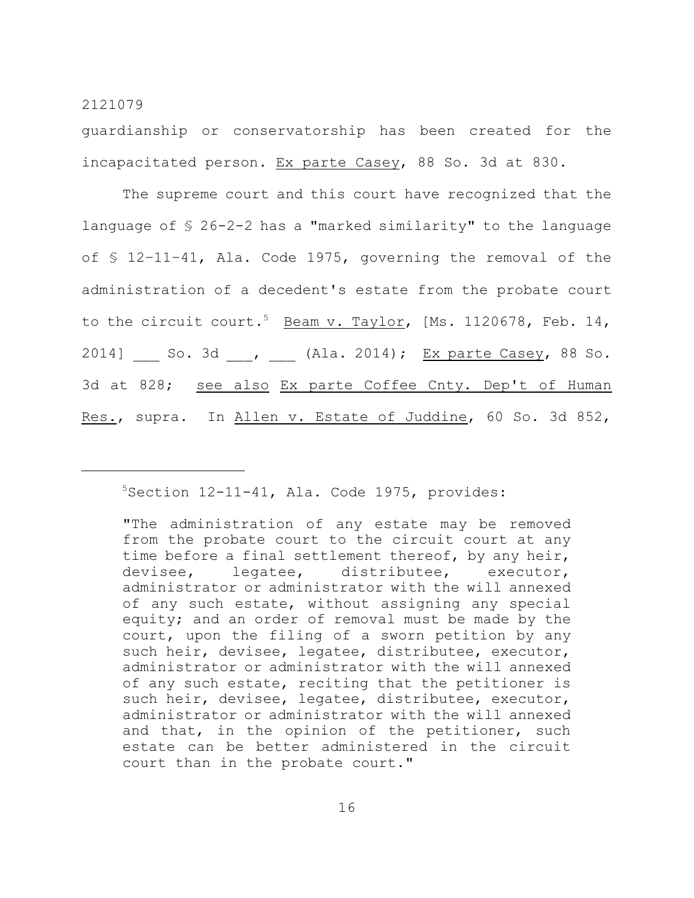guardianship or conservatorship has been created for the incapacitated person. Ex parte Casey, 88 So. 3d at 830.

The supreme court and this court have recognized that the language of § 26-2-2 has a "marked similarity" to the language of § 12–11–41, Ala. Code 1975, governing the removal of the administration of a decedent's estate from the probate court to the circuit court.[5] Beam v. Taylor, [Ms. 1120678, Feb. 14, 2014] ___ So. 3d ___, ___ (Ala. 2014); Ex parte Casey, 88 So. 3d at 828; see also Ex parte Coffee Cnty. Dep't of Human Res., supra. In Allen v. Estate of Juddine, 60 So. 3d 852,

---

[5]Section 12-11-41, Ala. Code 1975, provides:

> "The administration of any estate may be removed from the probate court to the circuit court at any time before a final settlement thereof, by any heir, devisee, legatee, distributee, executor, administrator or administrator with the will annexed of any such estate, without assigning any special equity; and an order of removal must be made by the court, upon the filing of a sworn petition by any such heir, devisee, legatee, distributee, executor, administrator or administrator with the will annexed of any such estate, reciting that the petitioner is such heir, devisee, legatee, distributee, executor, administrator or administrator with the will annexed and that, in the opinion of the petitioner, such estate can be better administered in the circuit court than in the probate court."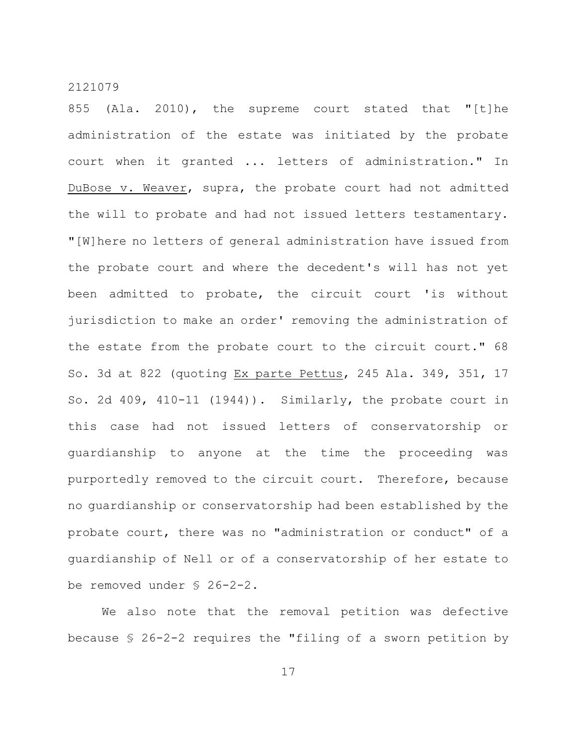855 (Ala. 2010), the supreme court stated that "[t]he administration of the estate was initiated by the probate court when it granted ... letters of administration." In DuBose v. Weaver, supra, the probate court had not admitted the will to probate and had not issued letters testamentary. "[W]here no letters of general administration have issued from the probate court and where the decedent's will has not yet been admitted to probate, the circuit court 'is without jurisdiction to make an order' removing the administration of the estate from the probate court to the circuit court." 68 So. 3d at 822 (quoting Ex parte Pettus, 245 Ala. 349, 351, 17 So. 2d 409, 410-11 (1944)). Similarly, the probate court in this case had not issued letters of conservatorship or guardianship to anyone at the time the proceeding was purportedly removed to the circuit court. Therefore, because no guardianship or conservatorship had been established by the probate court, there was no "administration or conduct" of a guardianship of Nell or of a conservatorship of her estate to be removed under § 26-2-2.

We also note that the removal petition was defective because § 26-2-2 requires the "filing of a sworn petition by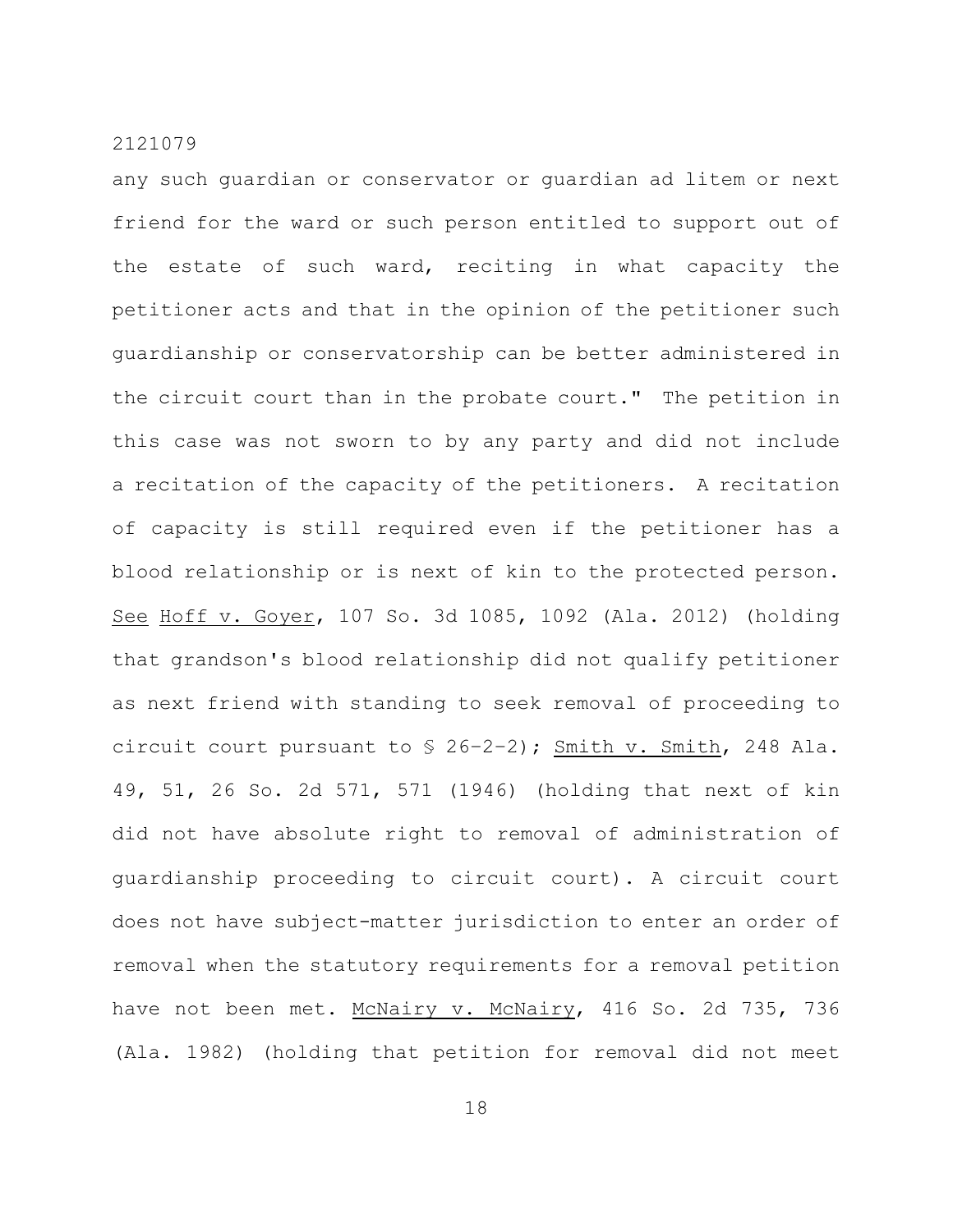any such guardian or conservator or guardian ad litem or next friend for the ward or such person entitled to support out of the estate of such ward, reciting in what capacity the petitioner acts and that in the opinion of the petitioner such guardianship or conservatorship can be better administered in the circuit court than in the probate court." The petition in this case was not sworn to by any party and did not include a recitation of the capacity of the petitioners. A recitation of capacity is still required even if the petitioner has a blood relationship or is next of kin to the protected person. See Hoff v. Goyer, 107 So. 3d 1085, 1092 (Ala. 2012) (holding that grandson's blood relationship did not qualify petitioner as next friend with standing to seek removal of proceeding to circuit court pursuant to § 26-2-2); Smith v. Smith, 248 Ala. 49, 51, 26 So. 2d 571, 571 (1946) (holding that next of kin did not have absolute right to removal of administration of guardianship proceeding to circuit court). A circuit court does not have subject-matter jurisdiction to enter an order of removal when the statutory requirements for a removal petition have not been met. McNairy v. McNairy, 416 So. 2d 735, 736 (Ala. 1982) (holding that petition for removal did not meet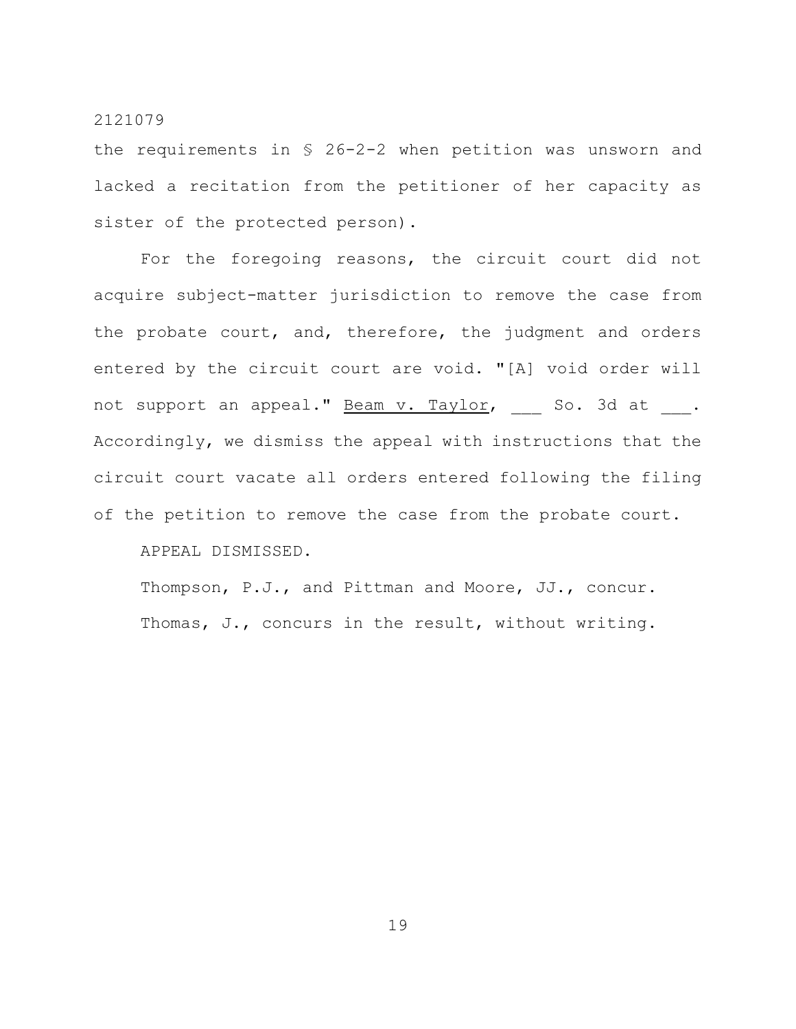the requirements in § 26-2-2 when petition was unsworn and lacked a recitation from the petitioner of her capacity as sister of the protected person).

For the foregoing reasons, the circuit court did not acquire subject-matter jurisdiction to remove the case from the probate court, and, therefore, the judgment and orders entered by the circuit court are void. "[A] void order will not support an appeal." Beam v. Taylor, ___ So. 3d at ___. Accordingly, we dismiss the appeal with instructions that the circuit court vacate all orders entered following the filing of the petition to remove the case from the probate court.

APPEAL DISMISSED.

Thompson, P.J., and Pittman and Moore, JJ., concur.

Thomas, J., concurs in the result, without writing.